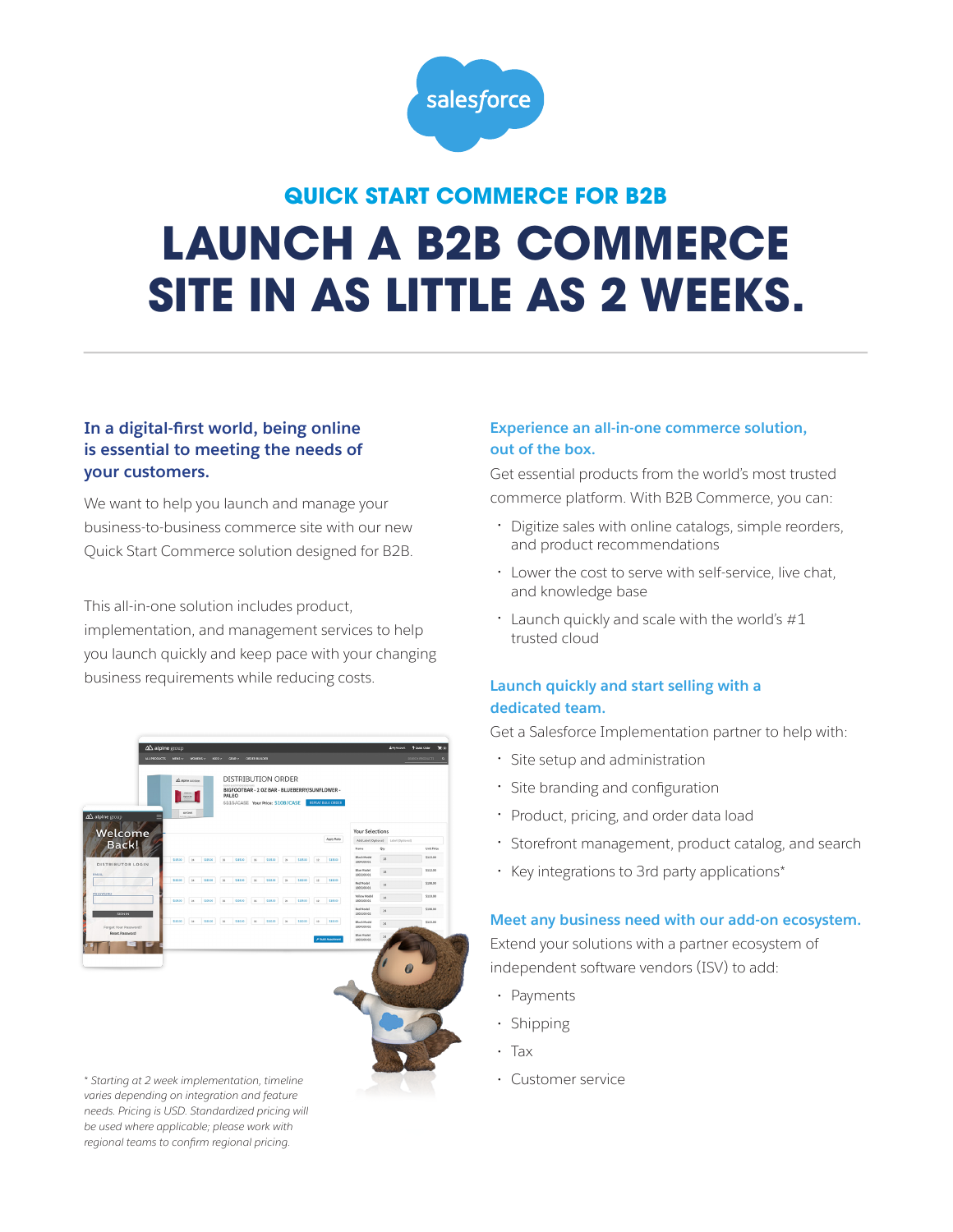salesforce

## QUICK START COMMERCE FOR B2B

# LAUNCH A B2B COMMERCE SITE IN AS LITTLE AS 2 WEEKS.

### In a digital-first world, being online is essential to meeting the needs of your customers.

We want to help you launch and manage your business-to-business commerce site with our new Quick Start Commerce solution designed for B2B.

This all-in-one solution includes product, implementation, and management services to help you launch quickly and keep pace with your changing business requirements while reducing costs.

*\* Starting at 2 week implementation, timeline varies depending on integration and feature needs. Pricing is USD. Standardized pricing will be used where applicable; please work with regional teams to confirm regional pricing.*

### Experience an all-in-one commerce solution, out of the box.

Get essential products from the world's most trusted commerce platform. With B2B Commerce, you can:

- Digitize sales with online catalogs, simple reorders, and product recommendations
- Lower the cost to serve with self-service, live chat, and knowledge base
- Launch quickly and scale with the world's #1 trusted cloud

### Launch quickly and start selling with a dedicated team.

Get a Salesforce Implementation partner to help with:

- Site setup and administration
- Site branding and configuration
- Product, pricing, and order data load
- Storefront management, product catalog, and search
- Key integrations to 3rd party applications*

### Meet any business need with our add-on ecosystem.

Extend your solutions with a partner ecosystem of independent software vendors (ISV) to add:

- Payments
- Shipping
- Tax
- Customer service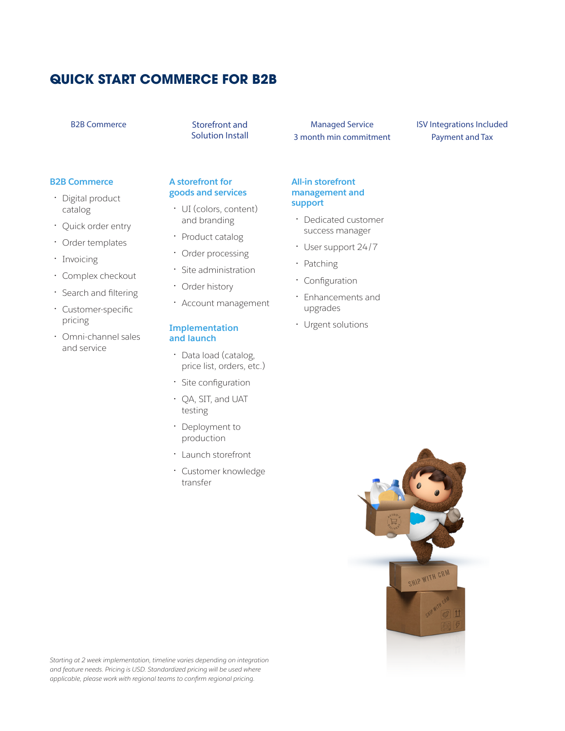# QUICK START COMMERCE FOR B2B

| B2B Commerce | Storefront and Solution Install | Managed Service 3 month min commitment | ISV Integrations Included Payment and Tax |
|---|---|---|---|

## B2B Commerce

- Digital product catalog
- Quick order entry
- Order templates
- Invoicing
- Complex checkout
- Search and filtering
- Customer-specific pricing
- Omni-channel sales and service

## A storefront for goods and services

- UI (colors, content) and branding
- Product catalog
- Order processing
- Site administration
- Order history
- Account management

## Implementation and launch

- Data load (catalog, price list, orders, etc.)
- Site configuration
- QA, SIT, and UAT testing
- Deployment to production
- Launch storefront
- Customer knowledge transfer

## All-in storefront management and support

- Dedicated customer success manager
- User support 24/7
- Patching
- Configuration
- Enhancements and upgrades
- Urgent solutions

*Starting at 2 week implementation, timeline varies depending on integration and feature needs. Pricing is USD. Standardized pricing will be used where applicable, please work with regional teams to confirm regional pricing.*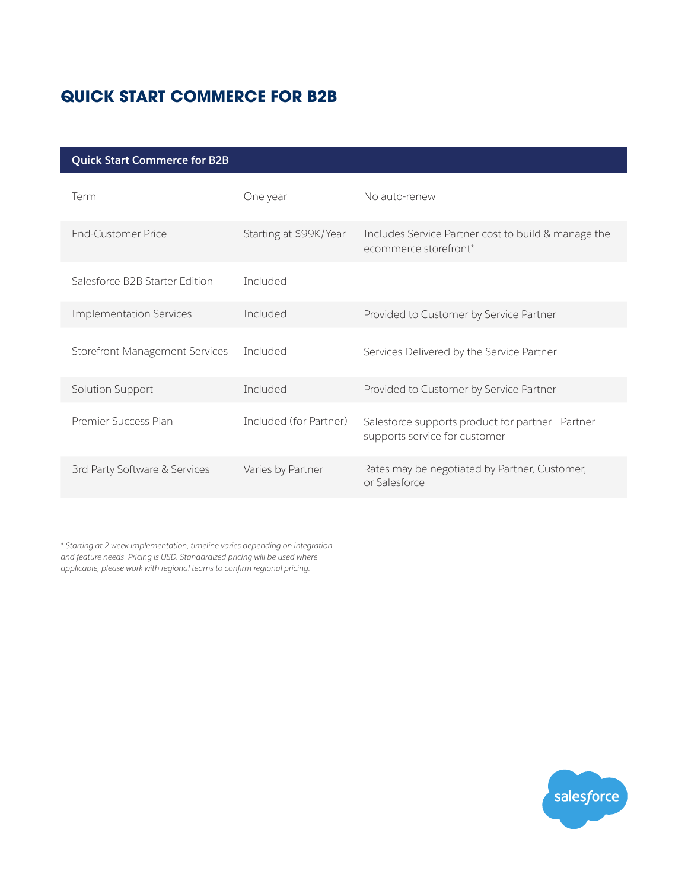# QUICK START COMMERCE FOR B2B

| Quick Start Commerce for B2B | | |
|---|---|---|
| Term | One year | No auto-renew |
| End-Customer Price | Starting at $99K/Year | Includes Service Partner cost to build & manage the ecommerce storefront* |
| Salesforce B2B Starter Edition | Included | |
| Implementation Services | Included | Provided to Customer by Service Partner |
| Storefront Management Services | Included | Services Delivered by the Service Partner |
| Solution Support | Included | Provided to Customer by Service Partner |
| Premier Success Plan | Included (for Partner) | Salesforce supports product for partner \| Partner supports service for customer |
| 3rd Party Software & Services | Varies by Partner | Rates may be negotiated by Partner, Customer, or Salesforce |

*\* Starting at 2 week implementation, timeline varies depending on integration and feature needs. Pricing is USD. Standardized pricing will be used where applicable, please work with regional teams to confirm regional pricing.*